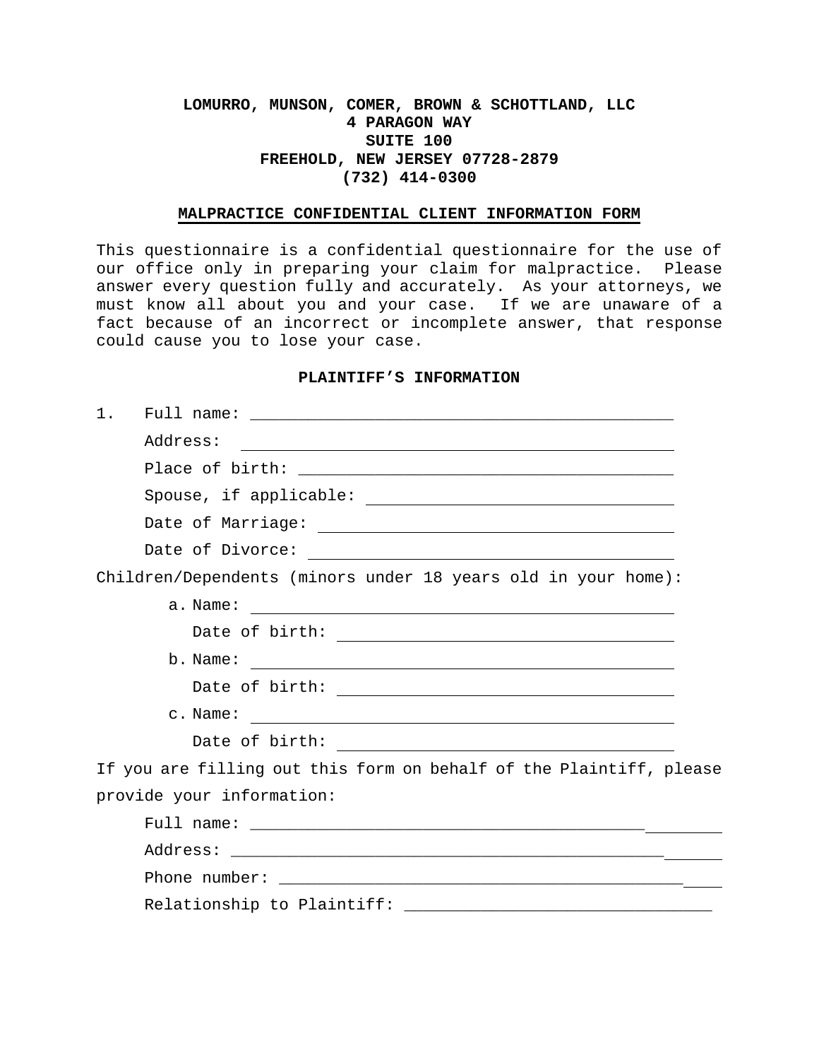**LOMURRO, MUNSON, COMER, BROWN & SCHOTTLAND, LLC**
**4 PARAGON WAY**
**SUITE 100**
**FREEHOLD, NEW JERSEY 07728-2879**
**(732) 414-0300**

## MALPRACTICE CONFIDENTIAL CLIENT INFORMATION FORM

This questionnaire is a confidential questionnaire for the use of our office only in preparing your claim for malpractice. Please answer every question fully and accurately. As your attorneys, we must know all about you and your case. If we are unaware of a fact because of an incorrect or incomplete answer, that response could cause you to lose your case.

### PLAINTIFF'S INFORMATION

1. Full name: ______________________________________________

   Address: ______________________________________________

   Place of birth: ______________________________________________

   Spouse, if applicable: ______________________________________________

   Date of Marriage: ______________________________________________

   Date of Divorce: ______________________________________________

Children/Dependents (minors under 18 years old in your home):

a. Name: ______________________________________________

   Date of birth: ______________________________________________

b. Name: ______________________________________________

   Date of birth: ______________________________________________

c. Name: ______________________________________________

   Date of birth: ______________________________________________

If you are filling out this form on behalf of the Plaintiff, please provide your information:

Full name: ______________________________________________

Address: ______________________________________________

Phone number: ______________________________________________

Relationship to Plaintiff: ______________________________________________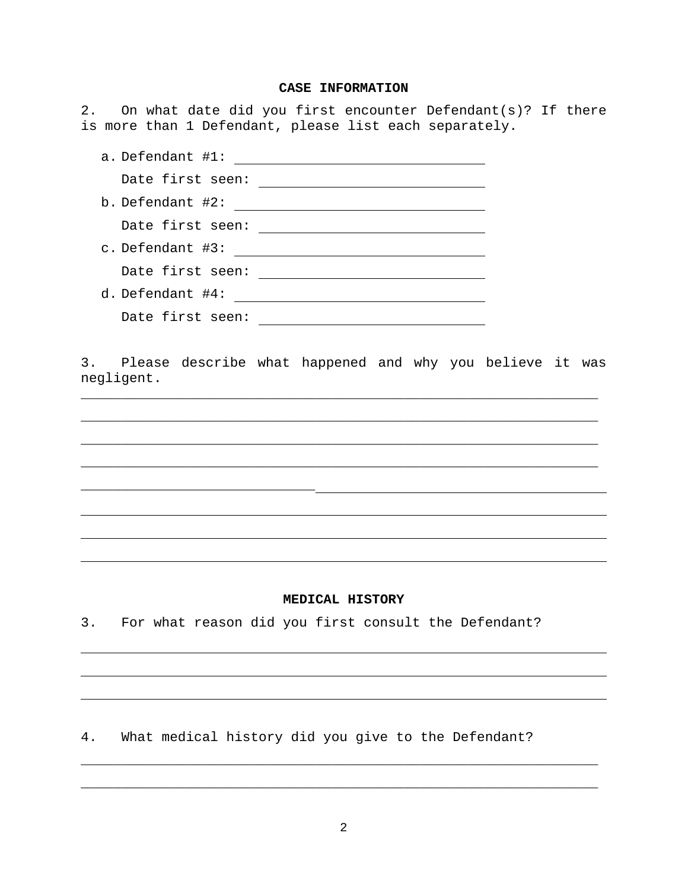## CASE INFORMATION

2. On what date did you first encounter Defendant(s)? If there is more than 1 Defendant, please list each separately.

   a. Defendant #1: ______________________________

      Date first seen: ___________________________

   b. Defendant #2: ______________________________

      Date first seen: ___________________________

   c. Defendant #3: ______________________________

      Date first seen: ___________________________

   d. Defendant #4: ______________________________

      Date first seen: ___________________________

3. Please describe what happened and why you believe it was negligent.

________________________________________________________________

________________________________________________________________

________________________________________________________________

________________________________________________________________

________________________________________________________________

________________________________________________________________

________________________________________________________________

________________________________________________________________

## MEDICAL HISTORY

3. For what reason did you first consult the Defendant?

________________________________________________________________

________________________________________________________________

________________________________________________________________

4. What medical history did you give to the Defendant?

________________________________________________________________

________________________________________________________________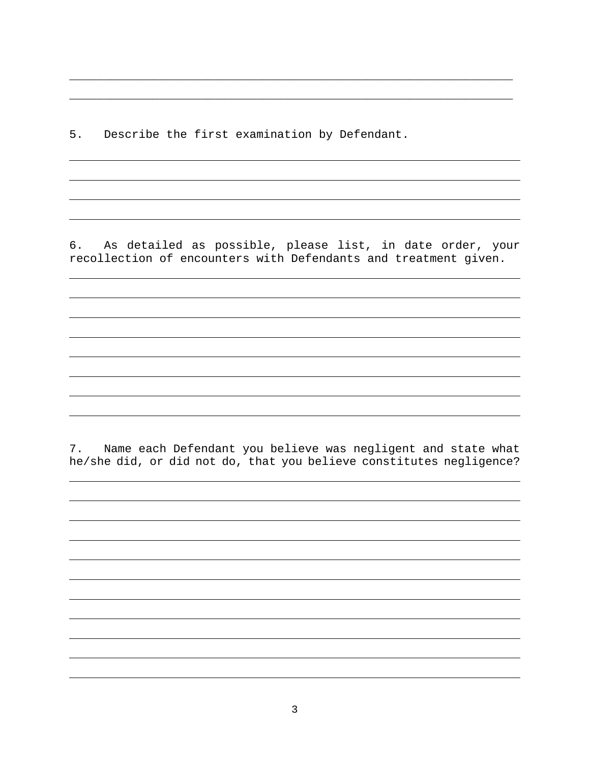______________________________________________________________

______________________________________________________________

5. Describe the first examination by Defendant.

______________________________________________________________

______________________________________________________________

______________________________________________________________

______________________________________________________________

6. As detailed as possible, please list, in date order, your recollection of encounters with Defendants and treatment given.

______________________________________________________________

______________________________________________________________

______________________________________________________________

______________________________________________________________

______________________________________________________________

______________________________________________________________

______________________________________________________________

______________________________________________________________

7. Name each Defendant you believe was negligent and state what he/she did, or did not do, that you believe constitutes negligence?

______________________________________________________________

______________________________________________________________

______________________________________________________________

______________________________________________________________

______________________________________________________________

______________________________________________________________

______________________________________________________________

______________________________________________________________

______________________________________________________________

______________________________________________________________

______________________________________________________________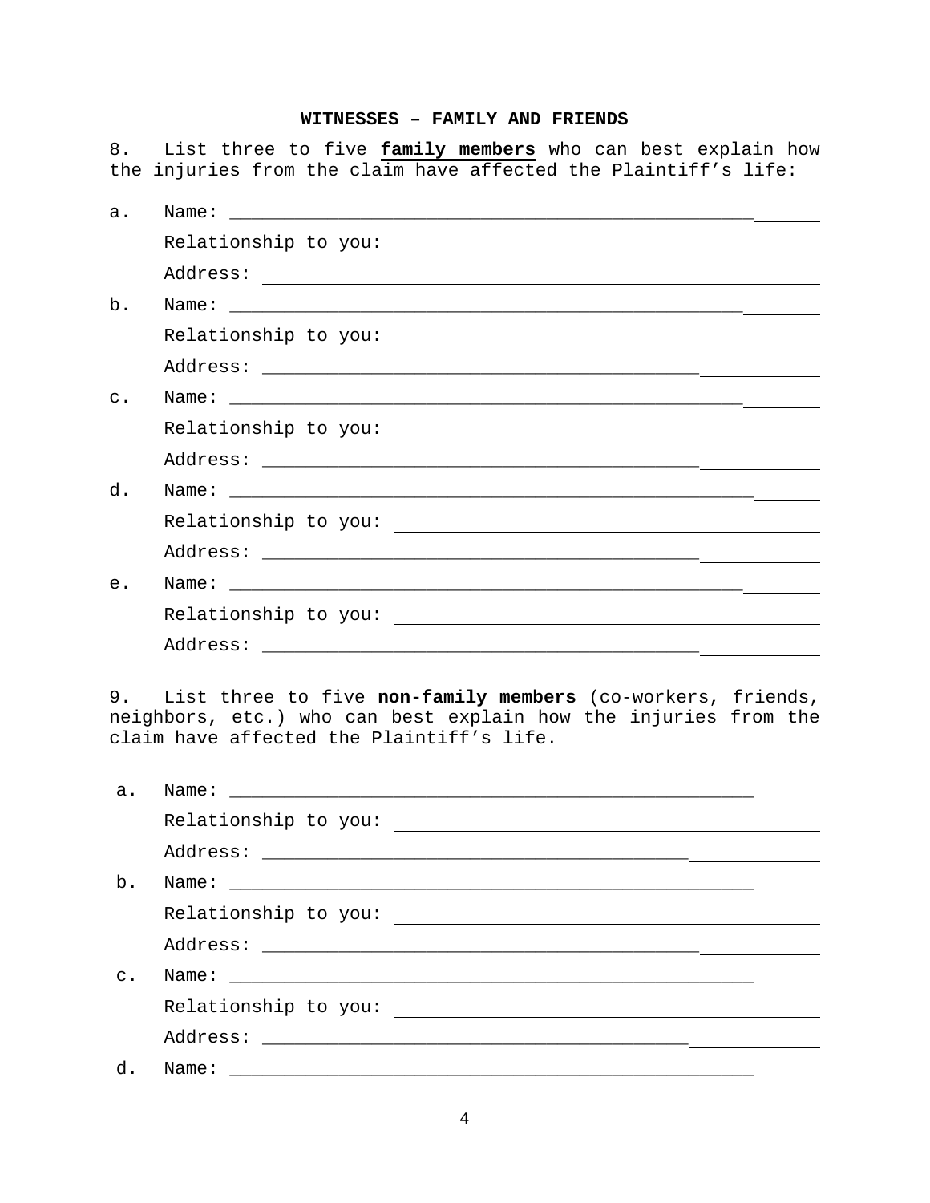## WITNESSES – FAMILY AND FRIENDS

8. List three to five **family members** who can best explain how the injuries from the claim have affected the Plaintiff's life:

a. Name: ____________________________________________________________

Relationship to you: _____________________________________________

Address: ________________________________________________________

b. Name: ____________________________________________________________

Relationship to you: _____________________________________________

Address: ________________________________________________________

c. Name: ____________________________________________________________

Relationship to you: _____________________________________________

Address: ________________________________________________________

d. Name: ____________________________________________________________

Relationship to you: _____________________________________________

Address: ________________________________________________________

e. Name: ____________________________________________________________

Relationship to you: _____________________________________________

Address: ________________________________________________________

9. List three to five **non-family members** (co-workers, friends, neighbors, etc.) who can best explain how the injuries from the claim have affected the Plaintiff's life.

a. Name: ____________________________________________________________

Relationship to you: _____________________________________________

Address: ________________________________________________________

b. Name: ____________________________________________________________

Relationship to you: _____________________________________________

Address: ________________________________________________________

c. Name: ____________________________________________________________

Relationship to you: _____________________________________________

Address: ________________________________________________________

d. Name: ____________________________________________________________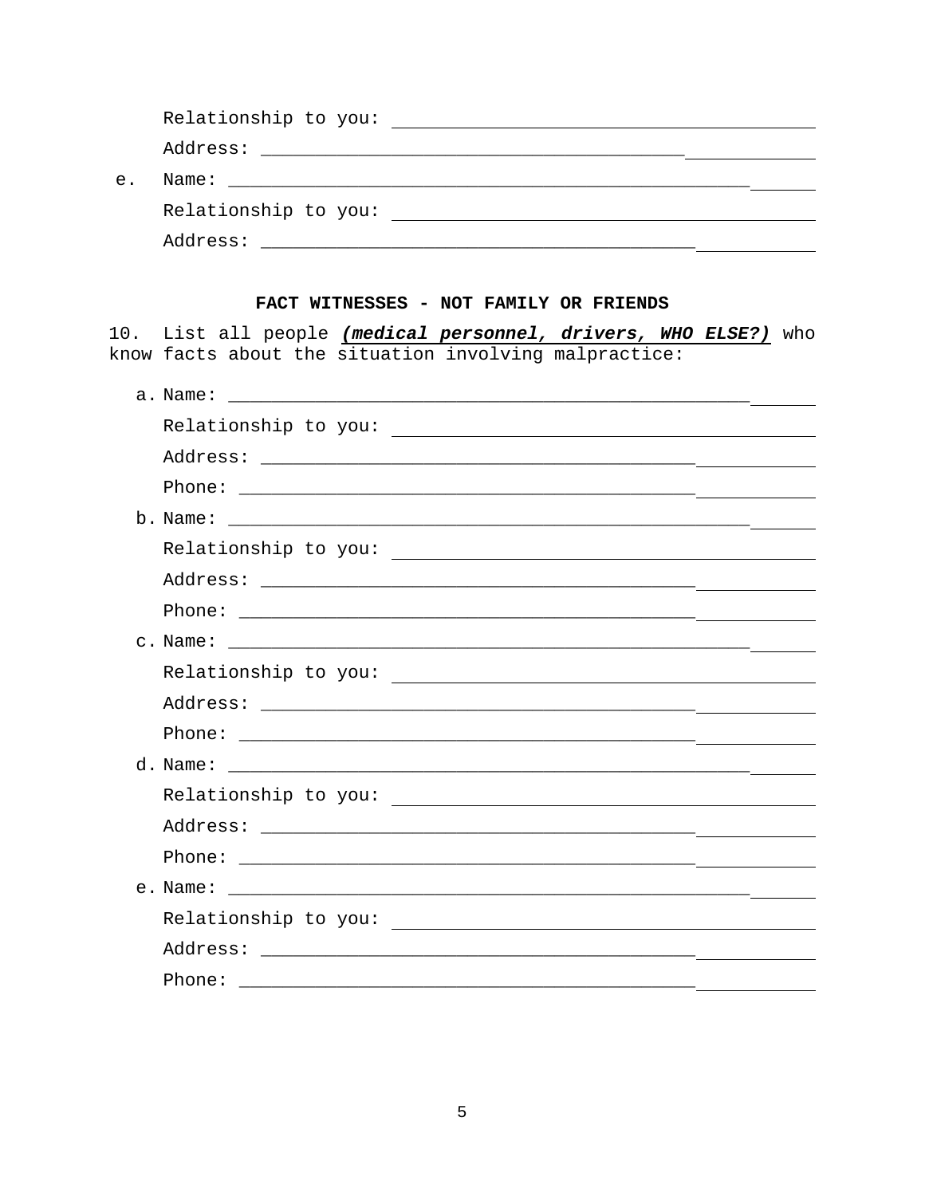Relationship to you: ____________________________________________

Address: ____________________________________________

e. Name: ____________________________________________

Relationship to you: ____________________________________________

Address: ____________________________________________

### FACT WITNESSES - NOT FAMILY OR FRIENDS

10. List all people ***(medical personnel, drivers, WHO ELSE?)*** who know facts about the situation involving malpractice:

a. Name: ____________________________________________

Relationship to you: ____________________________________________

Address: ____________________________________________

Phone: ____________________________________________

b. Name: ____________________________________________

Relationship to you: ____________________________________________

Address: ____________________________________________

Phone: ____________________________________________

c. Name: ____________________________________________

Relationship to you: ____________________________________________

Address: ____________________________________________

Phone: ____________________________________________

d. Name: ____________________________________________

Relationship to you: ____________________________________________

Address: ____________________________________________

Phone: ____________________________________________

e. Name: ____________________________________________

Relationship to you: ____________________________________________

Address: ____________________________________________

Phone: ____________________________________________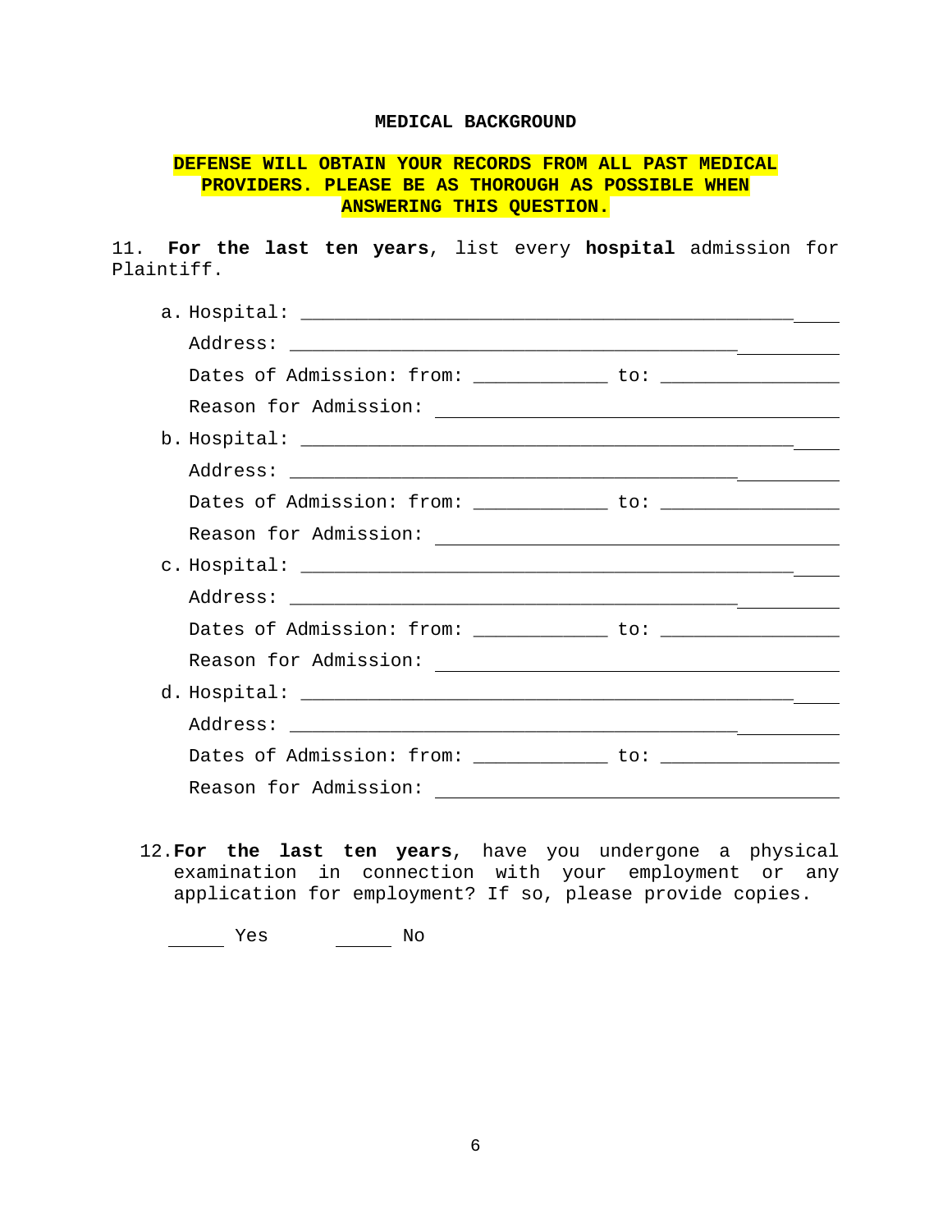**MEDICAL BACKGROUND**

**DEFENSE WILL OBTAIN YOUR RECORDS FROM ALL PAST MEDICAL PROVIDERS. PLEASE BE AS THOROUGH AS POSSIBLE WHEN ANSWERING THIS QUESTION.**

11. **For the last ten years**, list every **hospital** admission for Plaintiff.

a. Hospital: ______________________________________________________

Address: ______________________________________________________

Dates of Admission: from: ____________ to: ________________

Reason for Admission: ____________________________________

b. Hospital: ______________________________________________________

Address: ______________________________________________________

Dates of Admission: from: ____________ to: ________________

Reason for Admission: ____________________________________

c. Hospital: ______________________________________________________

Address: ______________________________________________________

Dates of Admission: from: ____________ to: ________________

Reason for Admission: ____________________________________

d. Hospital: ______________________________________________________

Address: ______________________________________________________

Dates of Admission: from: ____________ to: ________________

Reason for Admission: ____________________________________

12. **For the last ten years**, have you undergone a physical examination in connection with your employment or any application for employment? If so, please provide copies.

_____ Yes _____ No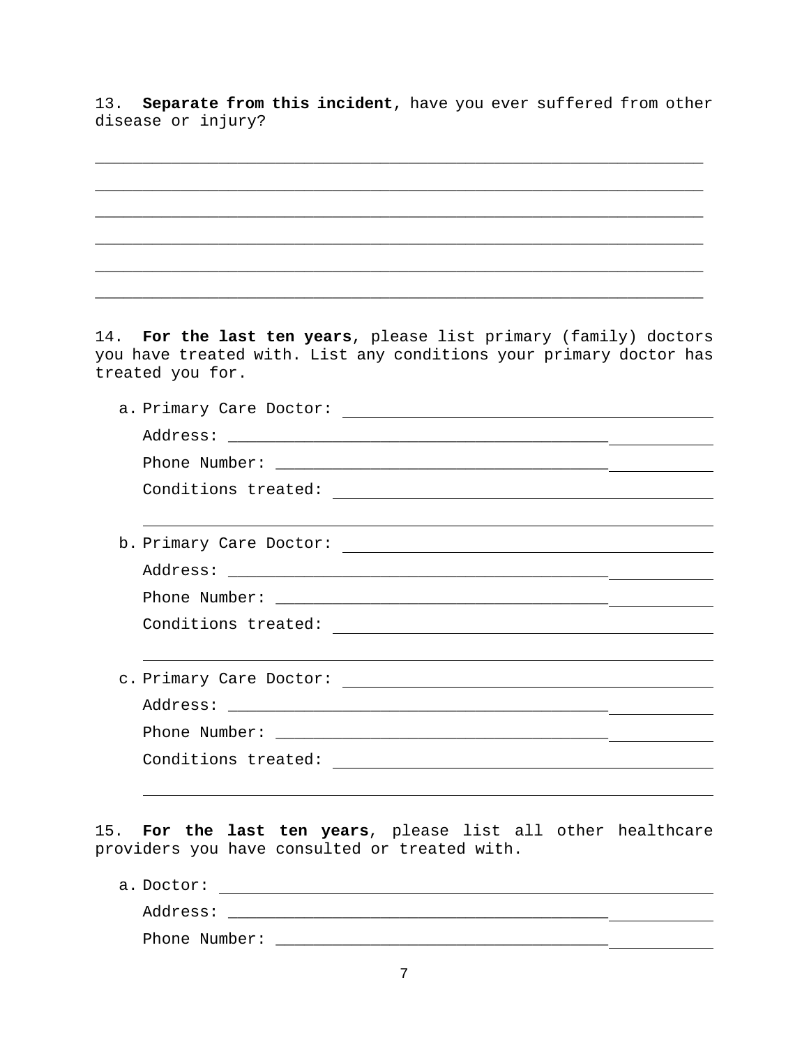13. **Separate from this incident**, have you ever suffered from other disease or injury?

_______________________________________________________________

_______________________________________________________________

_______________________________________________________________

_______________________________________________________________

_______________________________________________________________

_______________________________________________________________

14. **For the last ten years**, please list primary (family) doctors you have treated with. List any conditions your primary doctor has treated you for.

a. Primary Care Doctor: ________________________________________

   Address: ______________________________________________________

   Phone Number: _________________________________________________

   Conditions treated: ___________________________________________

   _______________________________________________________________

b. Primary Care Doctor: ________________________________________

   Address: ______________________________________________________

   Phone Number: _________________________________________________

   Conditions treated: ___________________________________________

   _______________________________________________________________

c. Primary Care Doctor: ________________________________________

   Address: ______________________________________________________

   Phone Number: _________________________________________________

   Conditions treated: ___________________________________________

   _______________________________________________________________

15. **For the last ten years**, please list all other healthcare providers you have consulted or treated with.

a. Doctor: ______________________________________________________

   Address: ______________________________________________________

   Phone Number: _________________________________________________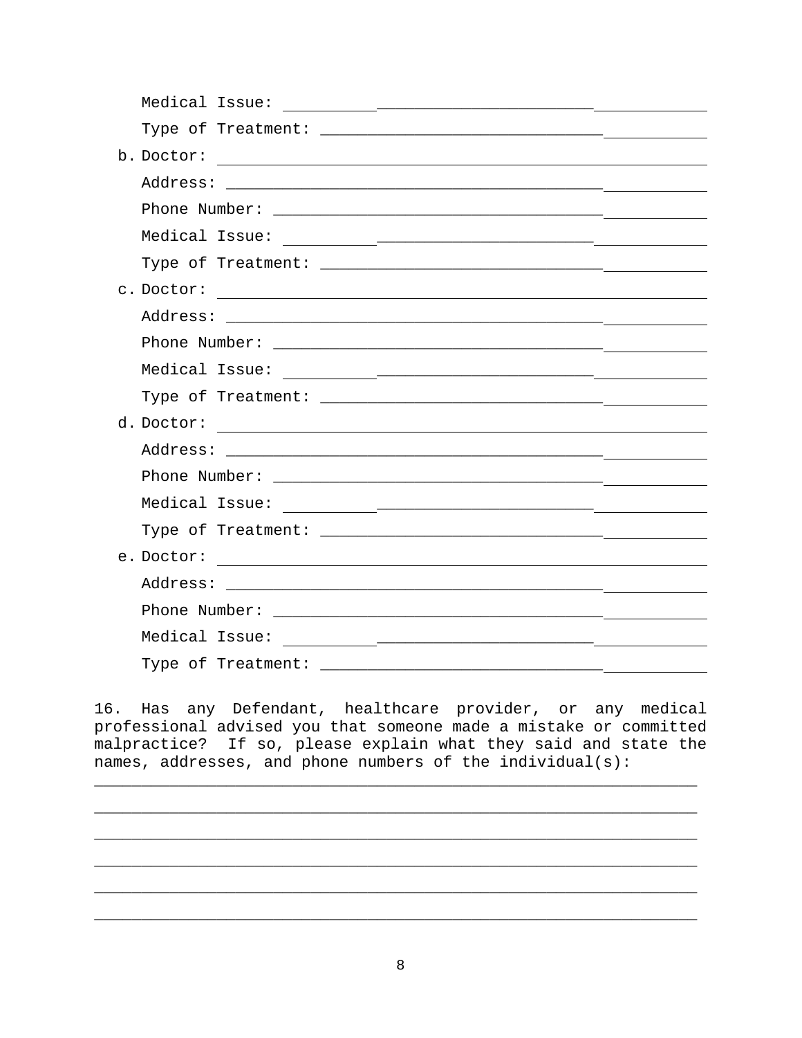Medical Issue: ______________________________________________

Type of Treatment: ______________________________________________

b. Doctor: ______________________________________________

Address: ______________________________________________

Phone Number: ______________________________________________

Medical Issue: ______________________________________________

Type of Treatment: ______________________________________________

c. Doctor: ______________________________________________

Address: ______________________________________________

Phone Number: ______________________________________________

Medical Issue: ______________________________________________

Type of Treatment: ______________________________________________

d. Doctor: ______________________________________________

Address: ______________________________________________

Phone Number: ______________________________________________

Medical Issue: ______________________________________________

Type of Treatment: ______________________________________________

e. Doctor: ______________________________________________

Address: ______________________________________________

Phone Number: ______________________________________________

Medical Issue: ______________________________________________

Type of Treatment: ______________________________________________

16. Has any Defendant, healthcare provider, or any medical professional advised you that someone made a mistake or committed malpractice? If so, please explain what they said and state the names, addresses, and phone numbers of the individual(s):

________________________________________________________________

________________________________________________________________

________________________________________________________________

________________________________________________________________

________________________________________________________________

________________________________________________________________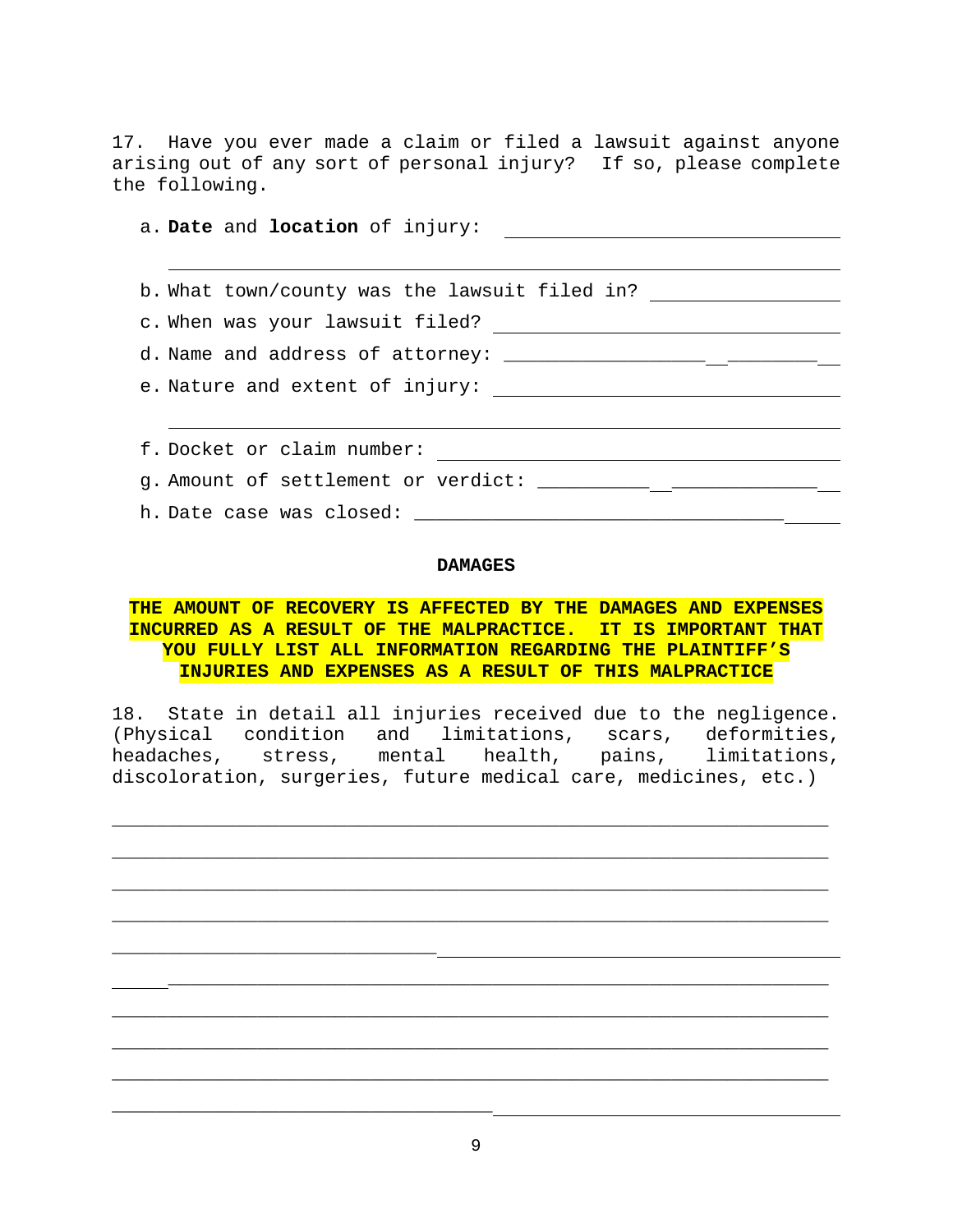17. Have you ever made a claim or filed a lawsuit against anyone arising out of any sort of personal injury? If so, please complete the following.

a. **Date** and **location** of injury: ______________________________

______________________________________________________________

b. What town/county was the lawsuit filed in? _________________

c. When was your lawsuit filed? ______________________________

d. Name and address of attorney: ______________________________

e. Nature and extent of injury: ______________________________

______________________________________________________________

f. Docket or claim number: ______________________________

g. Amount of settlement or verdict: ______________________________

h. Date case was closed: ______________________________

**DAMAGES**

**THE AMOUNT OF RECOVERY IS AFFECTED BY THE DAMAGES AND EXPENSES INCURRED AS A RESULT OF THE MALPRACTICE. IT IS IMPORTANT THAT YOU FULLY LIST ALL INFORMATION REGARDING THE PLAINTIFF'S INJURIES AND EXPENSES AS A RESULT OF THIS MALPRACTICE**

18. State in detail all injuries received due to the negligence. (Physical condition and limitations, scars, deformities, headaches, stress, mental health, pains, limitations, discoloration, surgeries, future medical care, medicines, etc.)

______________________________________________________________

______________________________________________________________

______________________________________________________________

______________________________________________________________

______________________________________________________________

______________________________________________________________

______________________________________________________________

______________________________________________________________

______________________________________________________________

______________________________________________________________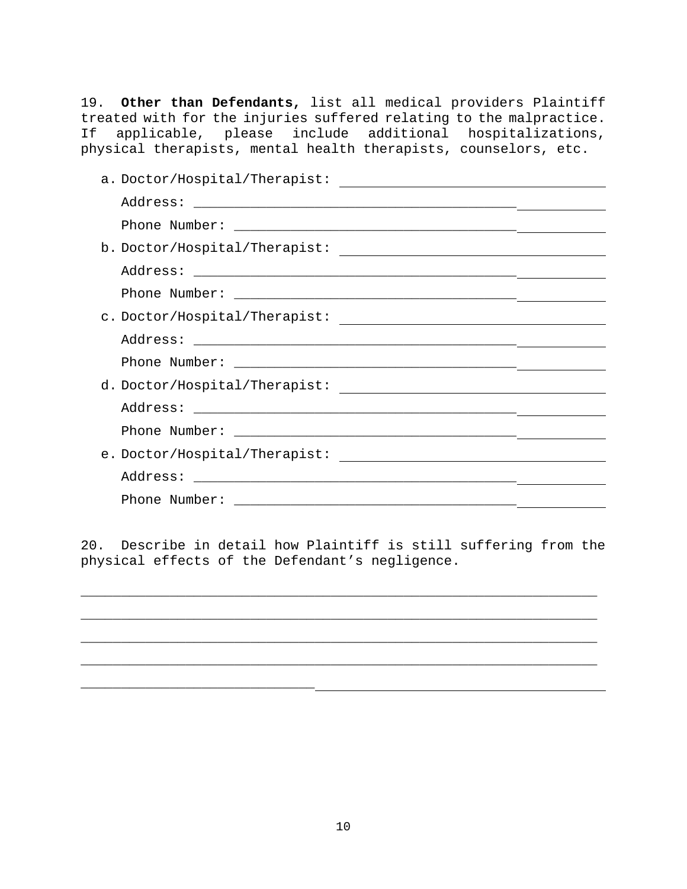19. **Other than Defendants,** list all medical providers Plaintiff treated with for the injuries suffered relating to the malpractice. If applicable, please include additional hospitalizations, physical therapists, mental health therapists, counselors, etc.

a. Doctor/Hospital/Therapist: ________________________________

   Address: ________________________________________________

   Phone Number: ___________________________________________

b. Doctor/Hospital/Therapist: ________________________________

   Address: ________________________________________________

   Phone Number: ___________________________________________

c. Doctor/Hospital/Therapist: ________________________________

   Address: ________________________________________________

   Phone Number: ___________________________________________

d. Doctor/Hospital/Therapist: ________________________________

   Address: ________________________________________________

   Phone Number: ___________________________________________

e. Doctor/Hospital/Therapist: ________________________________

   Address: ________________________________________________

   Phone Number: ___________________________________________

20. Describe in detail how Plaintiff is still suffering from the physical effects of the Defendant's negligence.

________________________________________________________________

________________________________________________________________

________________________________________________________________

________________________________________________________________

________________________________________________________________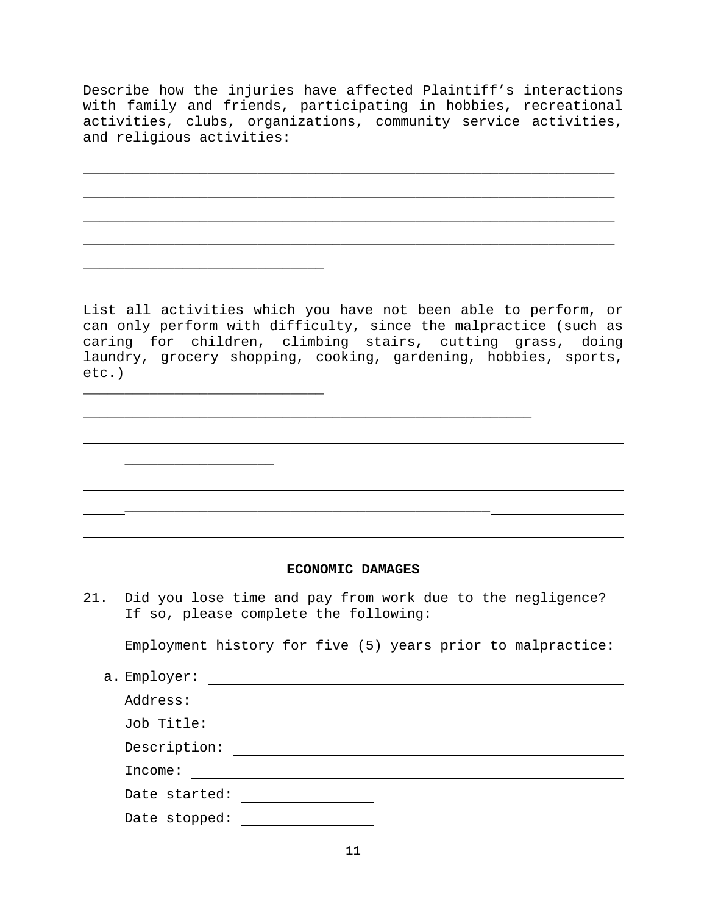Describe how the injuries have affected Plaintiff’s interactions with family and friends, participating in hobbies, recreational activities, clubs, organizations, community service activities, and religious activities:

_______________________________________________________________

_______________________________________________________________

_______________________________________________________________

_______________________________________________________________

_______________________________________________________________

List all activities which you have not been able to perform, or can only perform with difficulty, since the malpractice (such as caring for children, climbing stairs, cutting grass, doing laundry, grocery shopping, cooking, gardening, hobbies, sports, etc.)

_______________________________________________________________

_______________________________________________________________

_______________________________________________________________

_______________________________________________________________

_______________________________________________________________

_______________________________________________________________

_______________________________________________________________

**ECONOMIC DAMAGES**

21. Did you lose time and pay from work due to the negligence? If so, please complete the following:

    Employment history for five (5) years prior to malpractice:

    a. Employer: ______________________________

       Address: ______________________________

       Job Title: ______________________________

       Description: ______________________________

       Income: ______________________________

       Date started: ______________

       Date stopped: ______________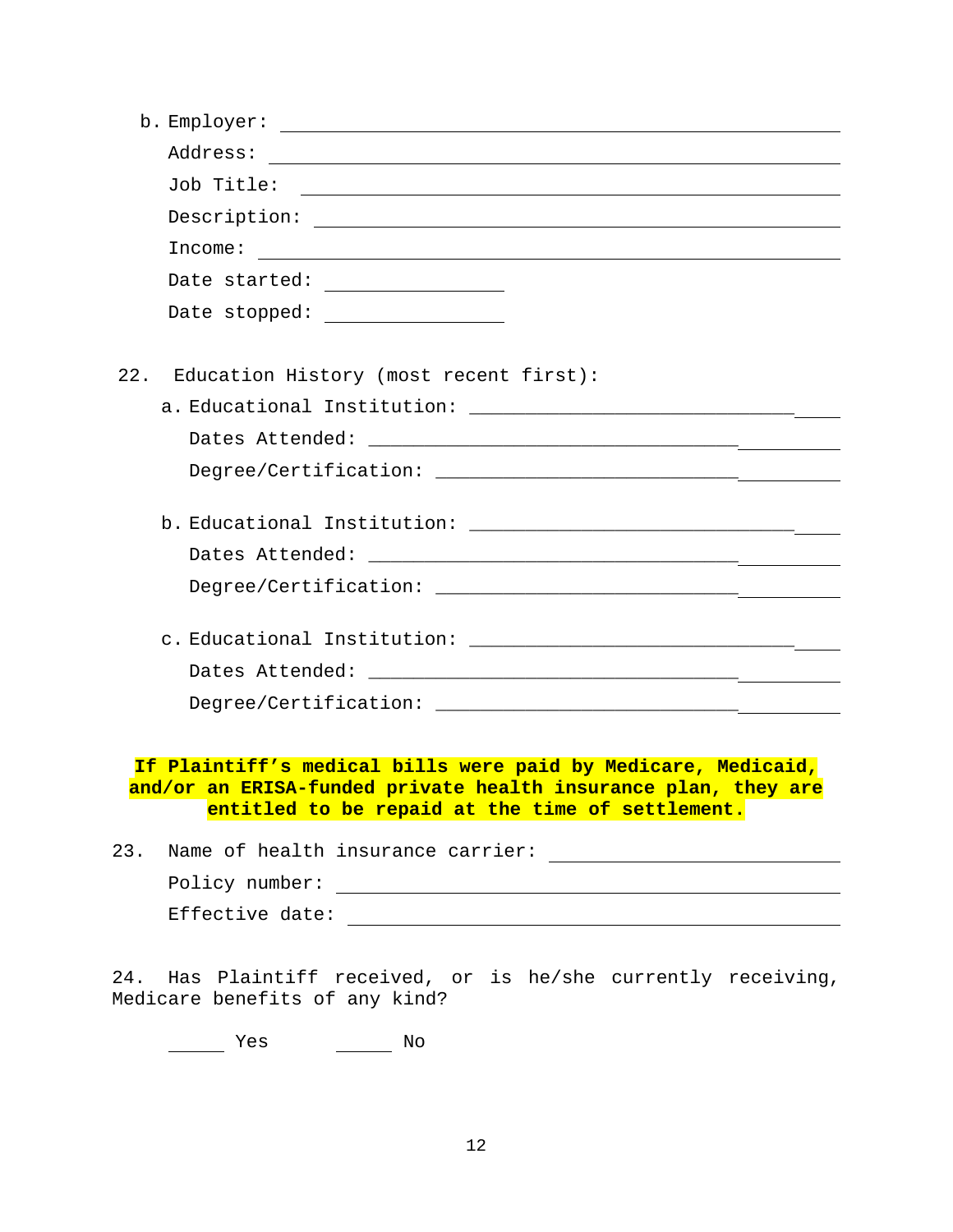b. Employer: ______________________________

Address: ______________________________

Job Title: ______________________________

Description: ______________________________

Income: ______________________________

Date started: ______________

Date stopped: ______________

22. Education History (most recent first):

a. Educational Institution: ______________________________

Dates Attended: ______________________________

Degree/Certification: ______________________________

b. Educational Institution: ______________________________

Dates Attended: ______________________________

Degree/Certification: ______________________________

c. Educational Institution: ______________________________

Dates Attended: ______________________________

Degree/Certification: ______________________________

**If Plaintiff's medical bills were paid by Medicare, Medicaid, and/or an ERISA-funded private health insurance plan, they are entitled to be repaid at the time of settlement.**

23. Name of health insurance carrier: ______________________________

Policy number: ______________________________

Effective date: ______________________________

24. Has Plaintiff received, or is he/she currently receiving, Medicare benefits of any kind?

_____ Yes _____ No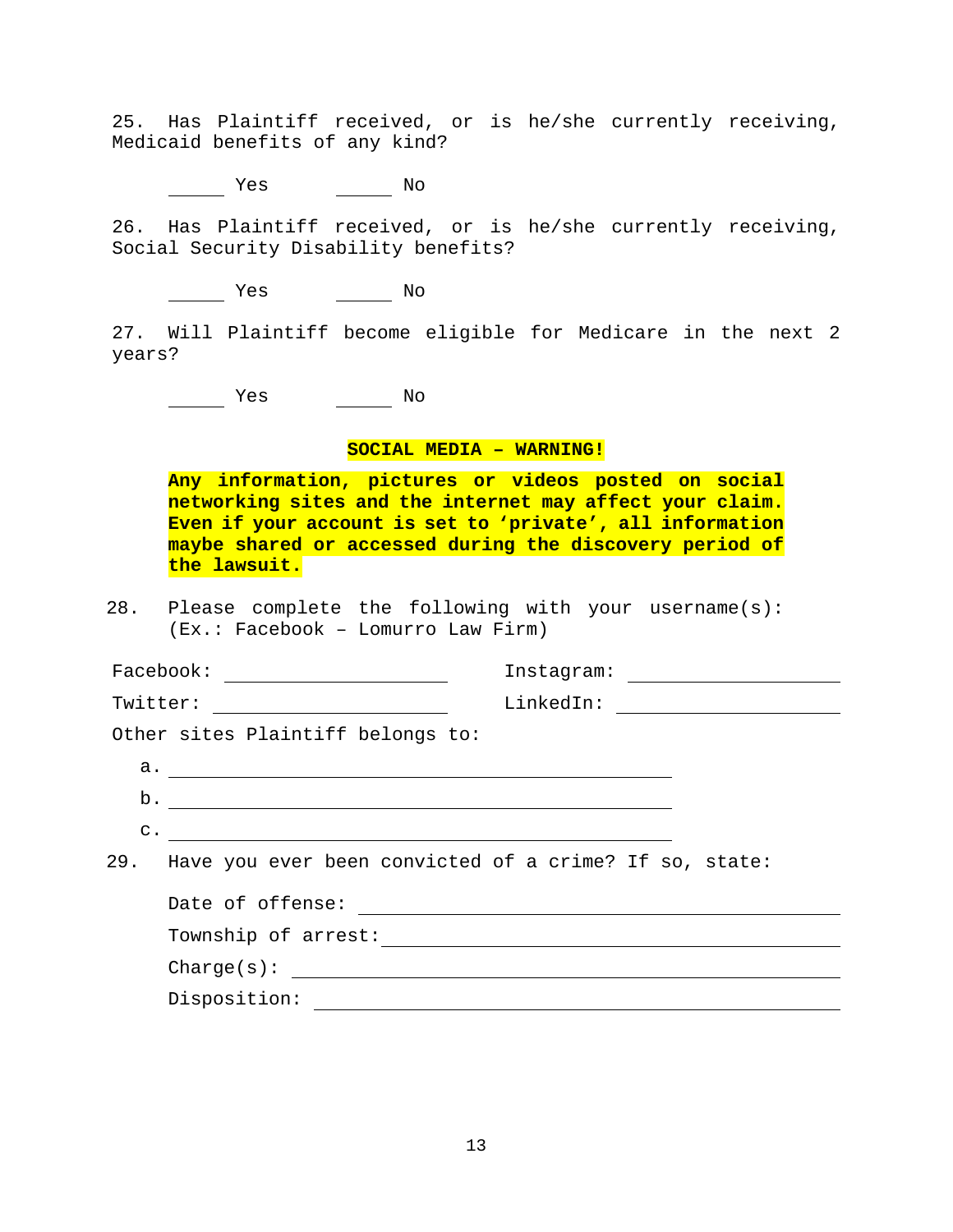25. Has Plaintiff received, or is he/she currently receiving, Medicaid benefits of any kind?

______ Yes ______ No

26. Has Plaintiff received, or is he/she currently receiving, Social Security Disability benefits?

______ Yes ______ No

27. Will Plaintiff become eligible for Medicare in the next 2 years?

______ Yes ______ No

**SOCIAL MEDIA – WARNING!**

**Any information, pictures or videos posted on social networking sites and the internet may affect your claim. Even if your account is set to 'private', all information maybe shared or accessed during the discovery period of the lawsuit.**

28. Please complete the following with your username(s): (Ex.: Facebook – Lomurro Law Firm)

Facebook: ____________________ Instagram: ____________________

Twitter: ____________________ LinkedIn: ____________________

Other sites Plaintiff belongs to:

a. ________________________________________

b. ________________________________________

c. ________________________________________

29. Have you ever been convicted of a crime? If so, state:

Date of offense: ________________________________________

Township of arrest: ________________________________________

Charge(s): ________________________________________

Disposition: ________________________________________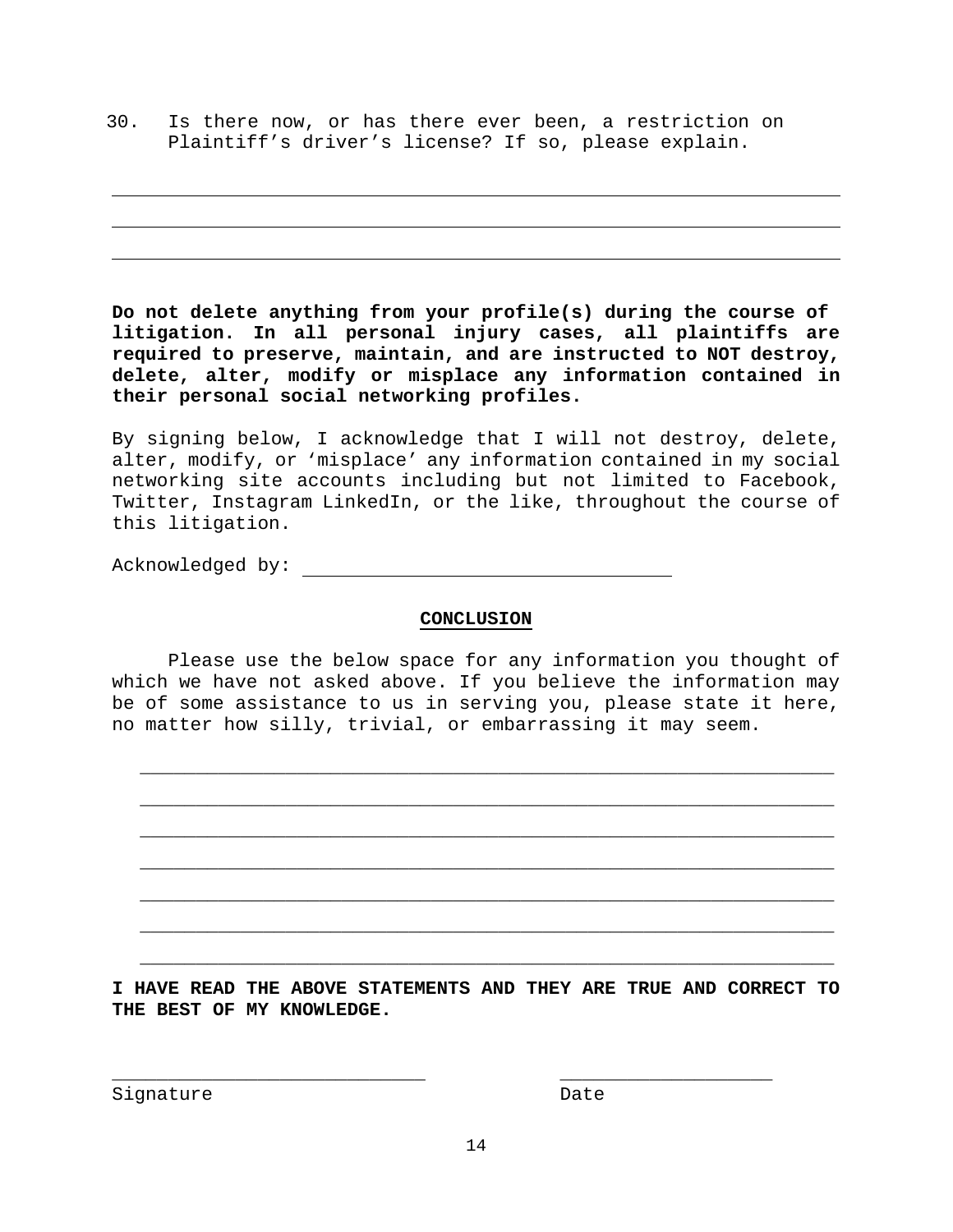30. Is there now, or has there ever been, a restriction on Plaintiff's driver's license? If so, please explain.

\_\_\_\_\_\_\_\_\_\_\_\_\_\_\_\_\_\_\_\_\_\_\_\_\_\_\_\_\_\_\_\_\_\_\_\_\_\_\_\_\_\_\_\_\_\_\_\_\_\_\_\_\_\_\_\_\_\_\_\_\_\_

\_\_\_\_\_\_\_\_\_\_\_\_\_\_\_\_\_\_\_\_\_\_\_\_\_\_\_\_\_\_\_\_\_\_\_\_\_\_\_\_\_\_\_\_\_\_\_\_\_\_\_\_\_\_\_\_\_\_\_\_\_\_

\_\_\_\_\_\_\_\_\_\_\_\_\_\_\_\_\_\_\_\_\_\_\_\_\_\_\_\_\_\_\_\_\_\_\_\_\_\_\_\_\_\_\_\_\_\_\_\_\_\_\_\_\_\_\_\_\_\_\_\_\_\_

**Do not delete anything from your profile(s) during the course of litigation. In all personal injury cases, all plaintiffs are required to preserve, maintain, and are instructed to NOT destroy, delete, alter, modify or misplace any information contained in their personal social networking profiles.**

By signing below, I acknowledge that I will not destroy, delete, alter, modify, or 'misplace' any information contained in my social networking site accounts including but not limited to Facebook, Twitter, Instagram LinkedIn, or the like, throughout the course of this litigation.

Acknowledged by: \_\_\_\_\_\_\_\_\_\_\_\_\_\_\_\_\_\_\_\_\_\_\_\_\_\_\_\_\_\_\_\_\_\_

## CONCLUSION

Please use the below space for any information you thought of which we have not asked above. If you believe the information may be of some assistance to us in serving you, please state it here, no matter how silly, trivial, or embarrassing it may seem.

\_\_\_\_\_\_\_\_\_\_\_\_\_\_\_\_\_\_\_\_\_\_\_\_\_\_\_\_\_\_\_\_\_\_\_\_\_\_\_\_\_\_\_\_\_\_\_\_\_\_\_\_\_\_\_\_\_\_\_\_\_\_

\_\_\_\_\_\_\_\_\_\_\_\_\_\_\_\_\_\_\_\_\_\_\_\_\_\_\_\_\_\_\_\_\_\_\_\_\_\_\_\_\_\_\_\_\_\_\_\_\_\_\_\_\_\_\_\_\_\_\_\_\_\_

\_\_\_\_\_\_\_\_\_\_\_\_\_\_\_\_\_\_\_\_\_\_\_\_\_\_\_\_\_\_\_\_\_\_\_\_\_\_\_\_\_\_\_\_\_\_\_\_\_\_\_\_\_\_\_\_\_\_\_\_\_\_

\_\_\_\_\_\_\_\_\_\_\_\_\_\_\_\_\_\_\_\_\_\_\_\_\_\_\_\_\_\_\_\_\_\_\_\_\_\_\_\_\_\_\_\_\_\_\_\_\_\_\_\_\_\_\_\_\_\_\_\_\_\_

\_\_\_\_\_\_\_\_\_\_\_\_\_\_\_\_\_\_\_\_\_\_\_\_\_\_\_\_\_\_\_\_\_\_\_\_\_\_\_\_\_\_\_\_\_\_\_\_\_\_\_\_\_\_\_\_\_\_\_\_\_\_

\_\_\_\_\_\_\_\_\_\_\_\_\_\_\_\_\_\_\_\_\_\_\_\_\_\_\_\_\_\_\_\_\_\_\_\_\_\_\_\_\_\_\_\_\_\_\_\_\_\_\_\_\_\_\_\_\_\_\_\_\_\_

\_\_\_\_\_\_\_\_\_\_\_\_\_\_\_\_\_\_\_\_\_\_\_\_\_\_\_\_\_\_\_\_\_\_\_\_\_\_\_\_\_\_\_\_\_\_\_\_\_\_\_\_\_\_\_\_\_\_\_\_\_\_

**I HAVE READ THE ABOVE STATEMENTS AND THEY ARE TRUE AND CORRECT TO THE BEST OF MY KNOWLEDGE.**

\_\_\_\_\_\_\_\_\_\_\_\_\_\_\_\_\_\_\_\_\_\_\_\_\_\_\_\_ \_\_\_\_\_\_\_\_\_\_\_\_\_\_\_\_\_\_\_

Signature Date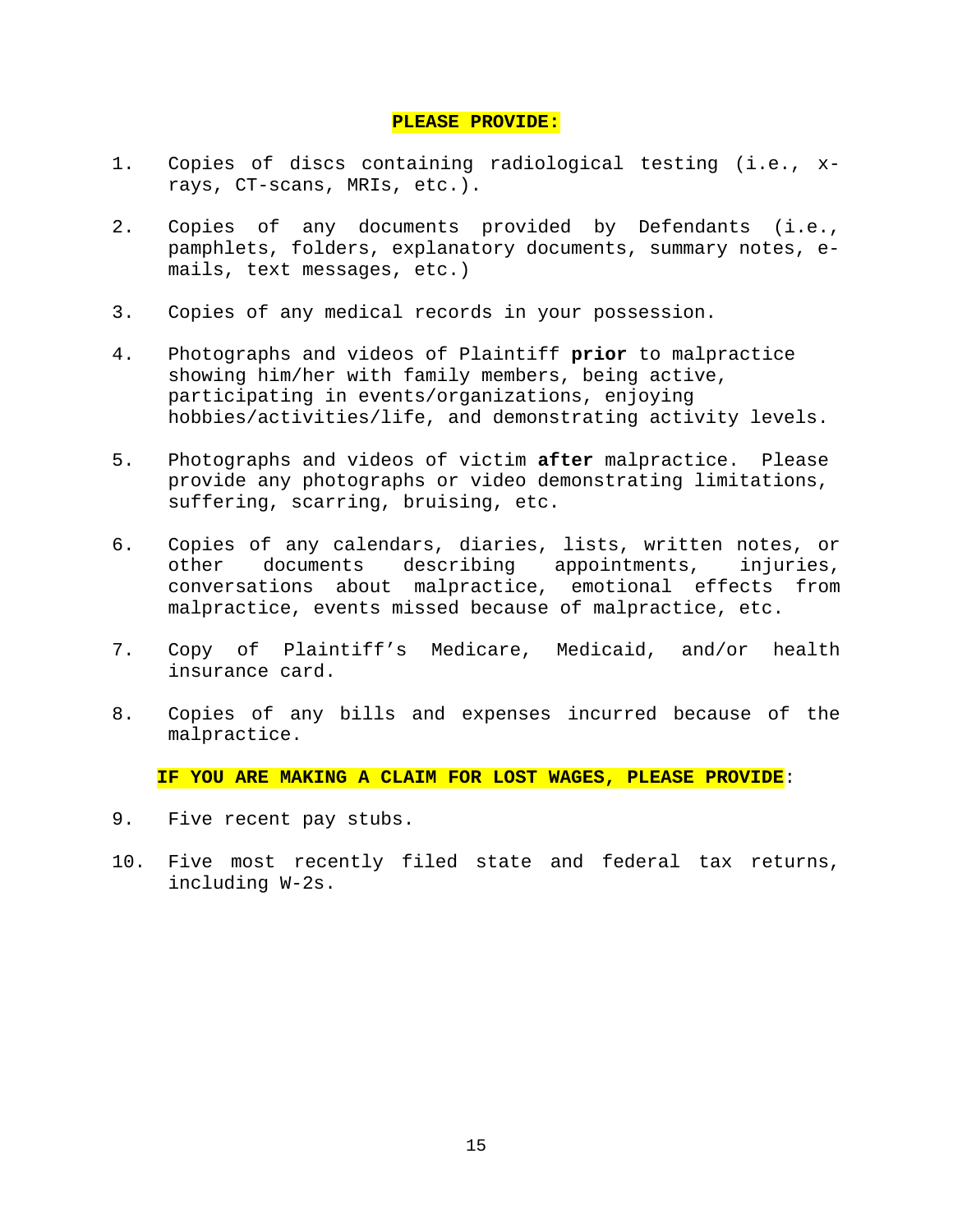**PLEASE PROVIDE:**

1. Copies of discs containing radiological testing (i.e., x-rays, CT-scans, MRIs, etc.).

2. Copies of any documents provided by Defendants (i.e., pamphlets, folders, explanatory documents, summary notes, e-mails, text messages, etc.)

3. Copies of any medical records in your possession.

4. Photographs and videos of Plaintiff **prior** to malpractice showing him/her with family members, being active, participating in events/organizations, enjoying hobbies/activities/life, and demonstrating activity levels.

5. Photographs and videos of victim **after** malpractice. Please provide any photographs or video demonstrating limitations, suffering, scarring, bruising, etc.

6. Copies of any calendars, diaries, lists, written notes, or other documents describing appointments, injuries, conversations about malpractice, emotional effects from malpractice, events missed because of malpractice, etc.

7. Copy of Plaintiff's Medicare, Medicaid, and/or health insurance card.

8. Copies of any bills and expenses incurred because of the malpractice.

**IF YOU ARE MAKING A CLAIM FOR LOST WAGES, PLEASE PROVIDE**:

9. Five recent pay stubs.

10. Five most recently filed state and federal tax returns, including W-2s.